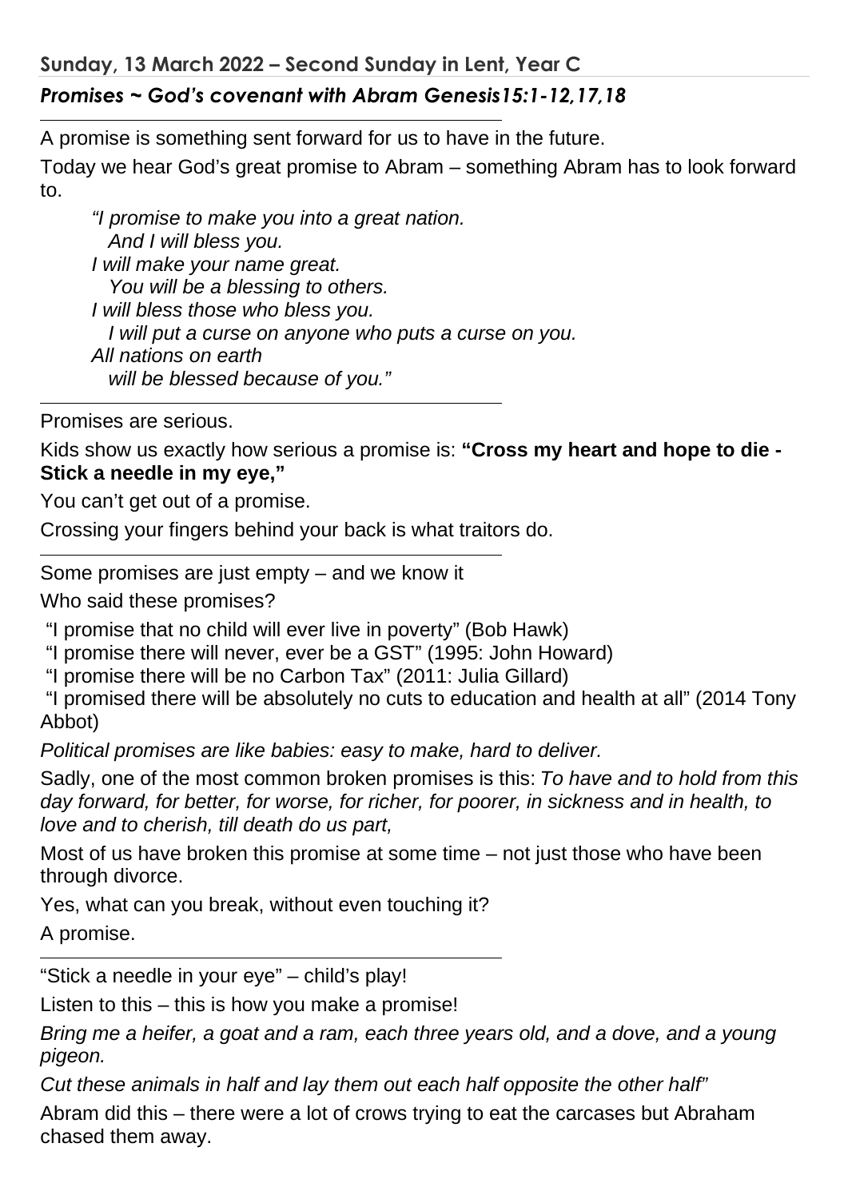**Sunday, 13 March 2022 – Second Sunday in Lent, Year C**

***Promises ~ God's covenant with Abram Genesis15:1-12,17,18***

---

A promise is something sent forward for us to have in the future.

Today we hear God's great promise to Abram – something Abram has to look forward to.

> *"I promise to make you into a great nation.*
> *And I will bless you.*
> *I will make your name great.*
> *You will be a blessing to others.*
> *I will bless those who bless you.*
> *I will put a curse on anyone who puts a curse on you.*
> *All nations on earth*
> *will be blessed because of you."*

---

Promises are serious.

Kids show us exactly how serious a promise is: **"Cross my heart and hope to die - Stick a needle in my eye,"**

You can't get out of a promise.

Crossing your fingers behind your back is what traitors do.

---

Some promises are just empty – and we know it

Who said these promises?

"I promise that no child will ever live in poverty" (Bob Hawk)

"I promise there will never, ever be a GST" (1995: John Howard)

"I promise there will be no Carbon Tax" (2011: Julia Gillard)

"I promised there will be absolutely no cuts to education and health at all" (2014 Tony Abbot)

*Political promises are like babies: easy to make, hard to deliver.*

Sadly, one of the most common broken promises is this: *To have and to hold from this day forward, for better, for worse, for richer, for poorer, in sickness and in health, to love and to cherish, till death do us part,*

Most of us have broken this promise at some time – not just those who have been through divorce.

Yes, what can you break, without even touching it?

A promise.

---

"Stick a needle in your eye" – child's play!

Listen to this – this is how you make a promise!

*Bring me a heifer, a goat and a ram, each three years old, and a dove, and a young pigeon.*

*Cut these animals in half and lay them out each half opposite the other half"*

Abram did this – there were a lot of crows trying to eat the carcases but Abraham chased them away.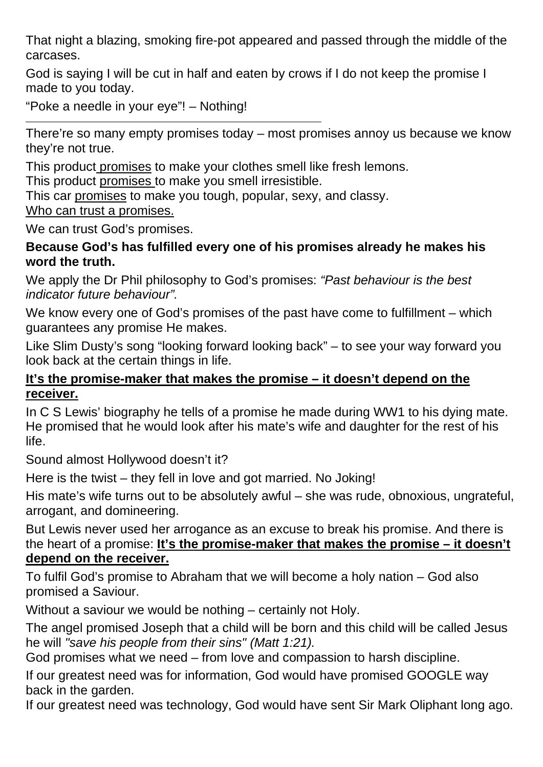That night a blazing, smoking fire-pot appeared and passed through the middle of the carcases.

God is saying I will be cut in half and eaten by crows if I do not keep the promise I made to you today.

"Poke a needle in your eye"! – Nothing!

---

There're so many empty promises today – most promises annoy us because we know they're not true.

This product <u>promises</u> to make your clothes smell like fresh lemons.
This product <u>promises</u> to make you smell irresistible.
This car <u>promises</u> to make you tough, popular, sexy, and classy.
<u>Who can trust a promises.</u>

We can trust God's promises.

**Because God's has fulfilled every one of his promises already he makes his word the truth.**

We apply the Dr Phil philosophy to God's promises: *"Past behaviour is the best indicator future behaviour".*

We know every one of God's promises of the past have come to fulfillment – which guarantees any promise He makes.

Like Slim Dusty's song "looking forward looking back" – to see your way forward you look back at the certain things in life.

**<u>It's the promise-maker that makes the promise – it doesn't depend on the receiver.</u>**

In C S Lewis' biography he tells of a promise he made during WW1 to his dying mate. He promised that he would look after his mate's wife and daughter for the rest of his life.

Sound almost Hollywood doesn't it?

Here is the twist – they fell in love and got married. No Joking!

His mate's wife turns out to be absolutely awful – she was rude, obnoxious, ungrateful, arrogant, and domineering.

But Lewis never used her arrogance as an excuse to break his promise. And there is the heart of a promise: **<u>It's the promise-maker that makes the promise – it doesn't depend on the receiver.</u>**

To fulfil God's promise to Abraham that we will become a holy nation – God also promised a Saviour.

Without a saviour we would be nothing – certainly not Holy.

The angel promised Joseph that a child will be born and this child will be called Jesus he will *"save his people from their sins" (Matt 1:21).*
God promises what we need – from love and compassion to harsh discipline.

If our greatest need was for information, God would have promised GOOGLE way back in the garden.
If our greatest need was technology, God would have sent Sir Mark Oliphant long ago.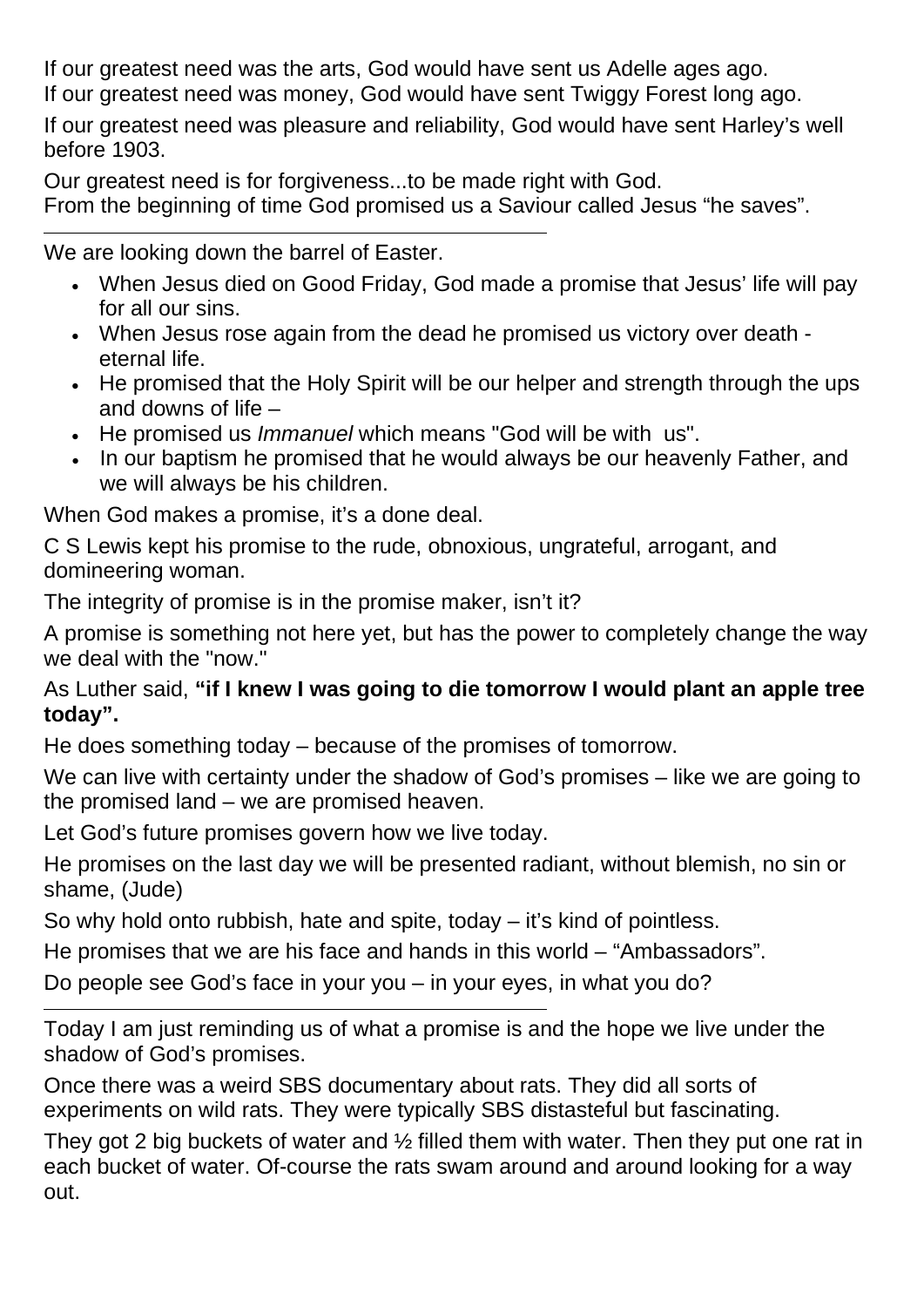If our greatest need was the arts, God would have sent us Adelle ages ago.
If our greatest need was money, God would have sent Twiggy Forest long ago.

If our greatest need was pleasure and reliability, God would have sent Harley's well before 1903.

Our greatest need is for forgiveness...to be made right with God.
From the beginning of time God promised us a Saviour called Jesus "he saves".

---

We are looking down the barrel of Easter.

- When Jesus died on Good Friday, God made a promise that Jesus' life will pay for all our sins.
- When Jesus rose again from the dead he promised us victory over death - eternal life.
- He promised that the Holy Spirit will be our helper and strength through the ups and downs of life –
- He promised us *Immanuel* which means "God will be with us".
- In our baptism he promised that he would always be our heavenly Father, and we will always be his children.

When God makes a promise, it's a done deal.

C S Lewis kept his promise to the rude, obnoxious, ungrateful, arrogant, and domineering woman.

The integrity of promise is in the promise maker, isn't it?

A promise is something not here yet, but has the power to completely change the way we deal with the "now."

As Luther said, **"if I knew I was going to die tomorrow I would plant an apple tree today".**

He does something today – because of the promises of tomorrow.

We can live with certainty under the shadow of God's promises – like we are going to the promised land – we are promised heaven.

Let God's future promises govern how we live today.

He promises on the last day we will be presented radiant, without blemish, no sin or shame, (Jude)

So why hold onto rubbish, hate and spite, today – it's kind of pointless.

He promises that we are his face and hands in this world – "Ambassadors".

Do people see God's face in your you – in your eyes, in what you do?

---

Today I am just reminding us of what a promise is and the hope we live under the shadow of God's promises.

Once there was a weird SBS documentary about rats. They did all sorts of experiments on wild rats. They were typically SBS distasteful but fascinating.

They got 2 big buckets of water and ½ filled them with water. Then they put one rat in each bucket of water. Of-course the rats swam around and around looking for a way out.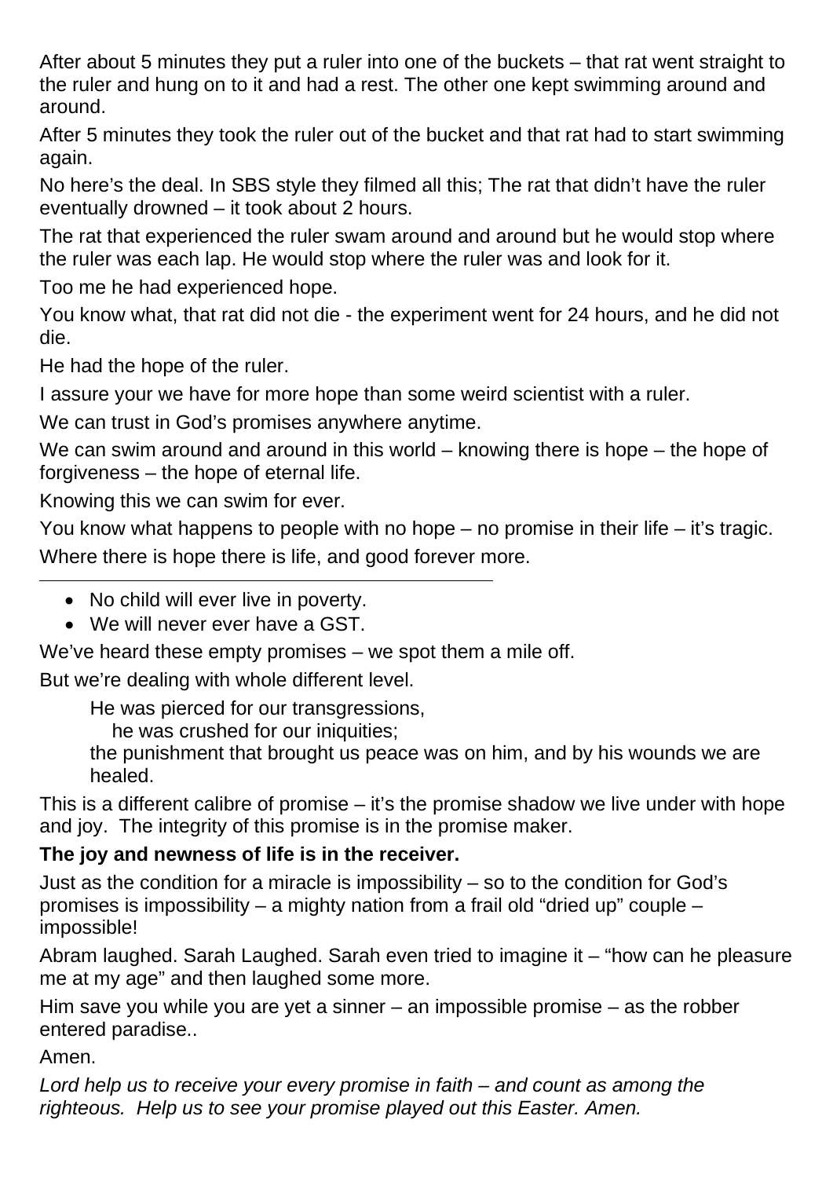After about 5 minutes they put a ruler into one of the buckets – that rat went straight to the ruler and hung on to it and had a rest. The other one kept swimming around and around.

After 5 minutes they took the ruler out of the bucket and that rat had to start swimming again.

No here's the deal. In SBS style they filmed all this; The rat that didn't have the ruler eventually drowned – it took about 2 hours.

The rat that experienced the ruler swam around and around but he would stop where the ruler was each lap. He would stop where the ruler was and look for it.

Too me he had experienced hope.

You know what, that rat did not die - the experiment went for 24 hours, and he did not die.

He had the hope of the ruler.

I assure your we have for more hope than some weird scientist with a ruler.

We can trust in God's promises anywhere anytime.

We can swim around and around in this world – knowing there is hope – the hope of forgiveness – the hope of eternal life.

Knowing this we can swim for ever.

You know what happens to people with no hope – no promise in their life – it's tragic.

Where there is hope there is life, and good forever more.

---

- No child will ever live in poverty.
- We will never ever have a GST.

We've heard these empty promises – we spot them a mile off.

But we're dealing with whole different level.

> He was pierced for our transgressions,
> he was crushed for our iniquities;
> the punishment that brought us peace was on him, and by his wounds we are healed.

This is a different calibre of promise – it's the promise shadow we live under with hope and joy. The integrity of this promise is in the promise maker.

**The joy and newness of life is in the receiver.**

Just as the condition for a miracle is impossibility – so to the condition for God's promises is impossibility – a mighty nation from a frail old "dried up" couple – impossible!

Abram laughed. Sarah Laughed. Sarah even tried to imagine it – "how can he pleasure me at my age" and then laughed some more.

Him save you while you are yet a sinner – an impossible promise – as the robber entered paradise..

Amen.

*Lord help us to receive your every promise in faith – and count as among the righteous. Help us to see your promise played out this Easter. Amen.*